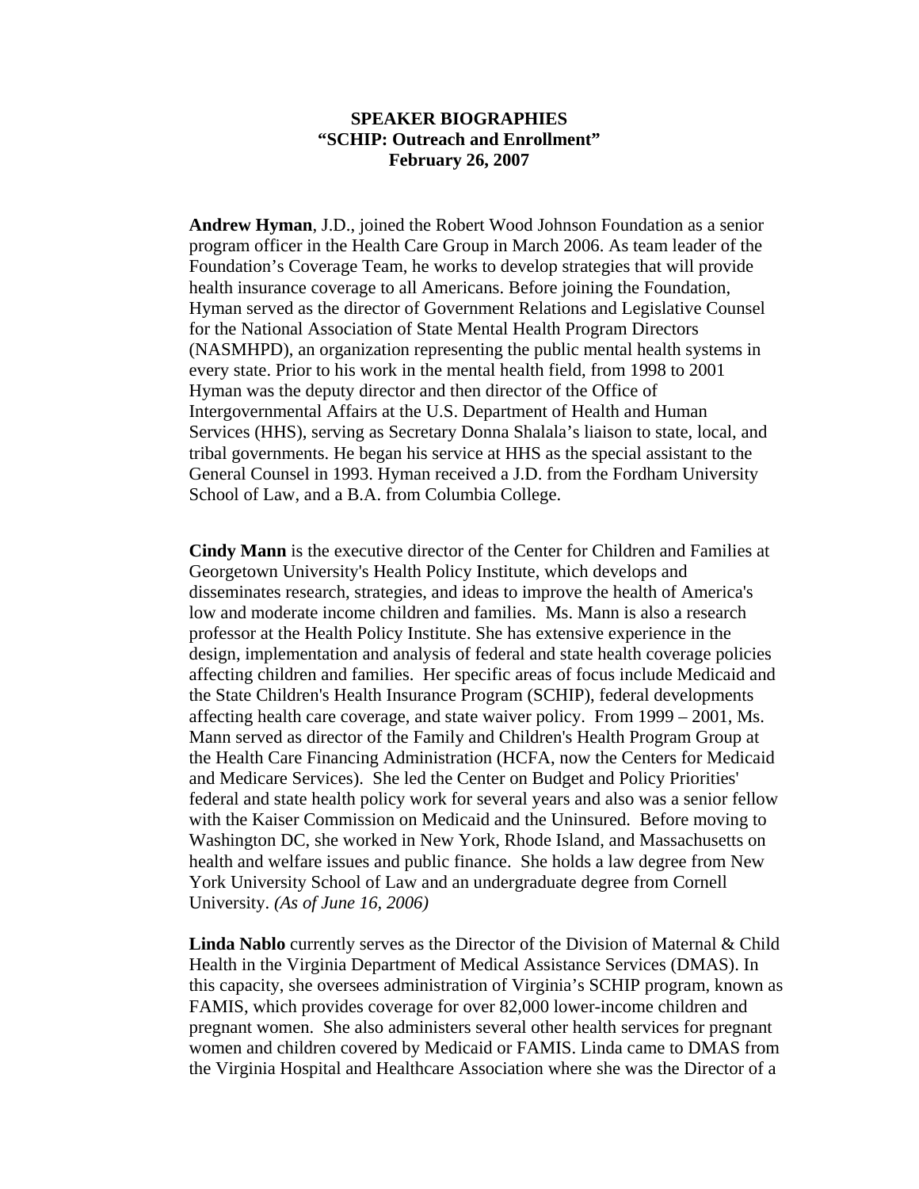**SPEAKER BIOGRAPHIES**
**"SCHIP: Outreach and Enrollment"**
**February 26, 2007**

**Andrew Hyman**, J.D., joined the Robert Wood Johnson Foundation as a senior program officer in the Health Care Group in March 2006. As team leader of the Foundation's Coverage Team, he works to develop strategies that will provide health insurance coverage to all Americans. Before joining the Foundation, Hyman served as the director of Government Relations and Legislative Counsel for the National Association of State Mental Health Program Directors (NASMHPD), an organization representing the public mental health systems in every state. Prior to his work in the mental health field, from 1998 to 2001 Hyman was the deputy director and then director of the Office of Intergovernmental Affairs at the U.S. Department of Health and Human Services (HHS), serving as Secretary Donna Shalala's liaison to state, local, and tribal governments. He began his service at HHS as the special assistant to the General Counsel in 1993. Hyman received a J.D. from the Fordham University School of Law, and a B.A. from Columbia College.

**Cindy Mann** is the executive director of the Center for Children and Families at Georgetown University's Health Policy Institute, which develops and disseminates research, strategies, and ideas to improve the health of America's low and moderate income children and families. Ms. Mann is also a research professor at the Health Policy Institute. She has extensive experience in the design, implementation and analysis of federal and state health coverage policies affecting children and families. Her specific areas of focus include Medicaid and the State Children's Health Insurance Program (SCHIP), federal developments affecting health care coverage, and state waiver policy. From 1999 – 2001, Ms. Mann served as director of the Family and Children's Health Program Group at the Health Care Financing Administration (HCFA, now the Centers for Medicaid and Medicare Services). She led the Center on Budget and Policy Priorities' federal and state health policy work for several years and also was a senior fellow with the Kaiser Commission on Medicaid and the Uninsured. Before moving to Washington DC, she worked in New York, Rhode Island, and Massachusetts on health and welfare issues and public finance. She holds a law degree from New York University School of Law and an undergraduate degree from Cornell University. *(As of June 16, 2006)*

**Linda Nablo** currently serves as the Director of the Division of Maternal & Child Health in the Virginia Department of Medical Assistance Services (DMAS). In this capacity, she oversees administration of Virginia's SCHIP program, known as FAMIS, which provides coverage for over 82,000 lower-income children and pregnant women. She also administers several other health services for pregnant women and children covered by Medicaid or FAMIS. Linda came to DMAS from the Virginia Hospital and Healthcare Association where she was the Director of a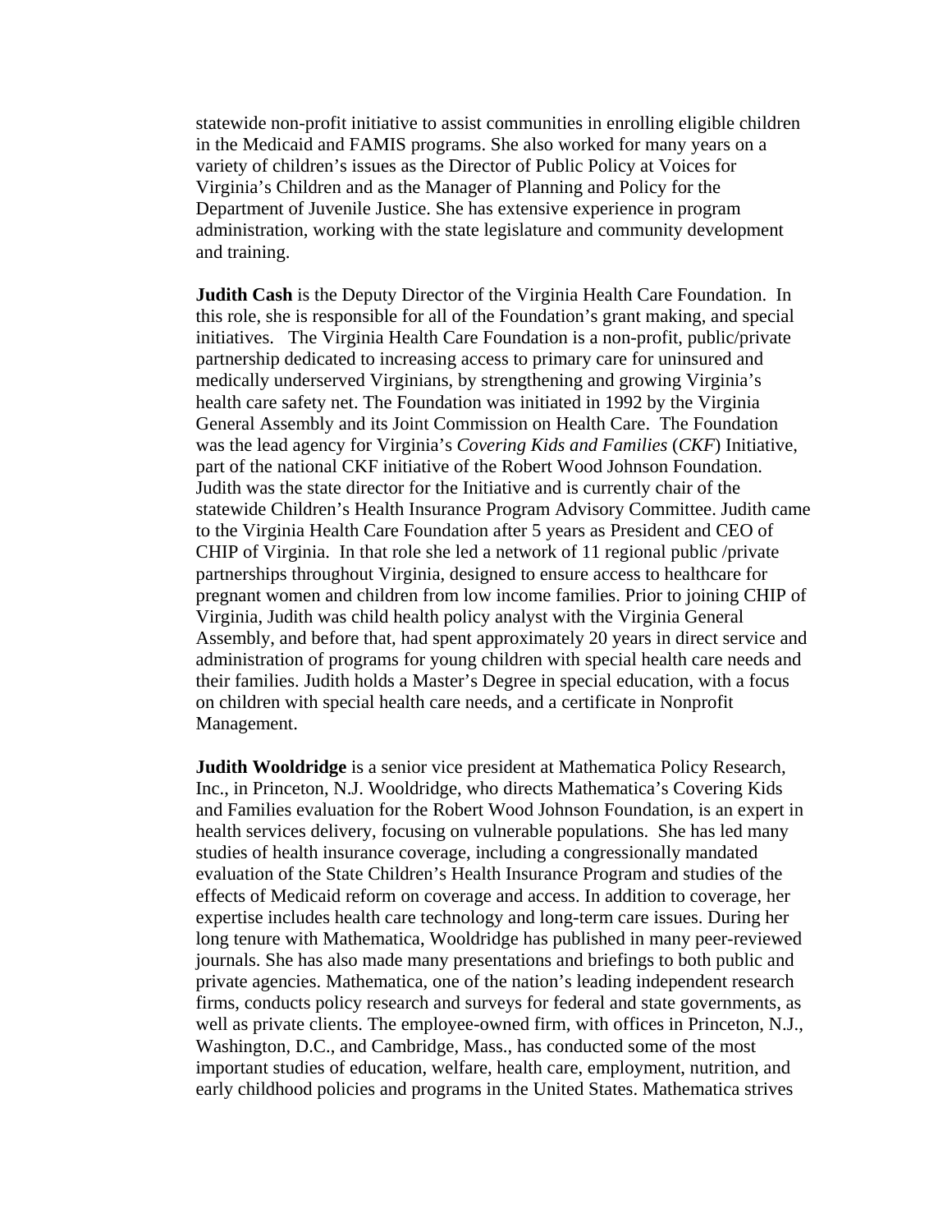statewide non-profit initiative to assist communities in enrolling eligible children in the Medicaid and FAMIS programs. She also worked for many years on a variety of children's issues as the Director of Public Policy at Voices for Virginia's Children and as the Manager of Planning and Policy for the Department of Juvenile Justice. She has extensive experience in program administration, working with the state legislature and community development and training.

**Judith Cash** is the Deputy Director of the Virginia Health Care Foundation. In this role, she is responsible for all of the Foundation's grant making, and special initiatives. The Virginia Health Care Foundation is a non-profit, public/private partnership dedicated to increasing access to primary care for uninsured and medically underserved Virginians, by strengthening and growing Virginia's health care safety net. The Foundation was initiated in 1992 by the Virginia General Assembly and its Joint Commission on Health Care. The Foundation was the lead agency for Virginia's *Covering Kids and Families* (*CKF*) Initiative, part of the national CKF initiative of the Robert Wood Johnson Foundation. Judith was the state director for the Initiative and is currently chair of the statewide Children's Health Insurance Program Advisory Committee. Judith came to the Virginia Health Care Foundation after 5 years as President and CEO of CHIP of Virginia. In that role she led a network of 11 regional public /private partnerships throughout Virginia, designed to ensure access to healthcare for pregnant women and children from low income families. Prior to joining CHIP of Virginia, Judith was child health policy analyst with the Virginia General Assembly, and before that, had spent approximately 20 years in direct service and administration of programs for young children with special health care needs and their families. Judith holds a Master's Degree in special education, with a focus on children with special health care needs, and a certificate in Nonprofit Management.

**Judith Wooldridge** is a senior vice president at Mathematica Policy Research, Inc., in Princeton, N.J. Wooldridge, who directs Mathematica's Covering Kids and Families evaluation for the Robert Wood Johnson Foundation, is an expert in health services delivery, focusing on vulnerable populations. She has led many studies of health insurance coverage, including a congressionally mandated evaluation of the State Children's Health Insurance Program and studies of the effects of Medicaid reform on coverage and access. In addition to coverage, her expertise includes health care technology and long-term care issues. During her long tenure with Mathematica, Wooldridge has published in many peer-reviewed journals. She has also made many presentations and briefings to both public and private agencies. Mathematica, one of the nation's leading independent research firms, conducts policy research and surveys for federal and state governments, as well as private clients. The employee-owned firm, with offices in Princeton, N.J., Washington, D.C., and Cambridge, Mass., has conducted some of the most important studies of education, welfare, health care, employment, nutrition, and early childhood policies and programs in the United States. Mathematica strives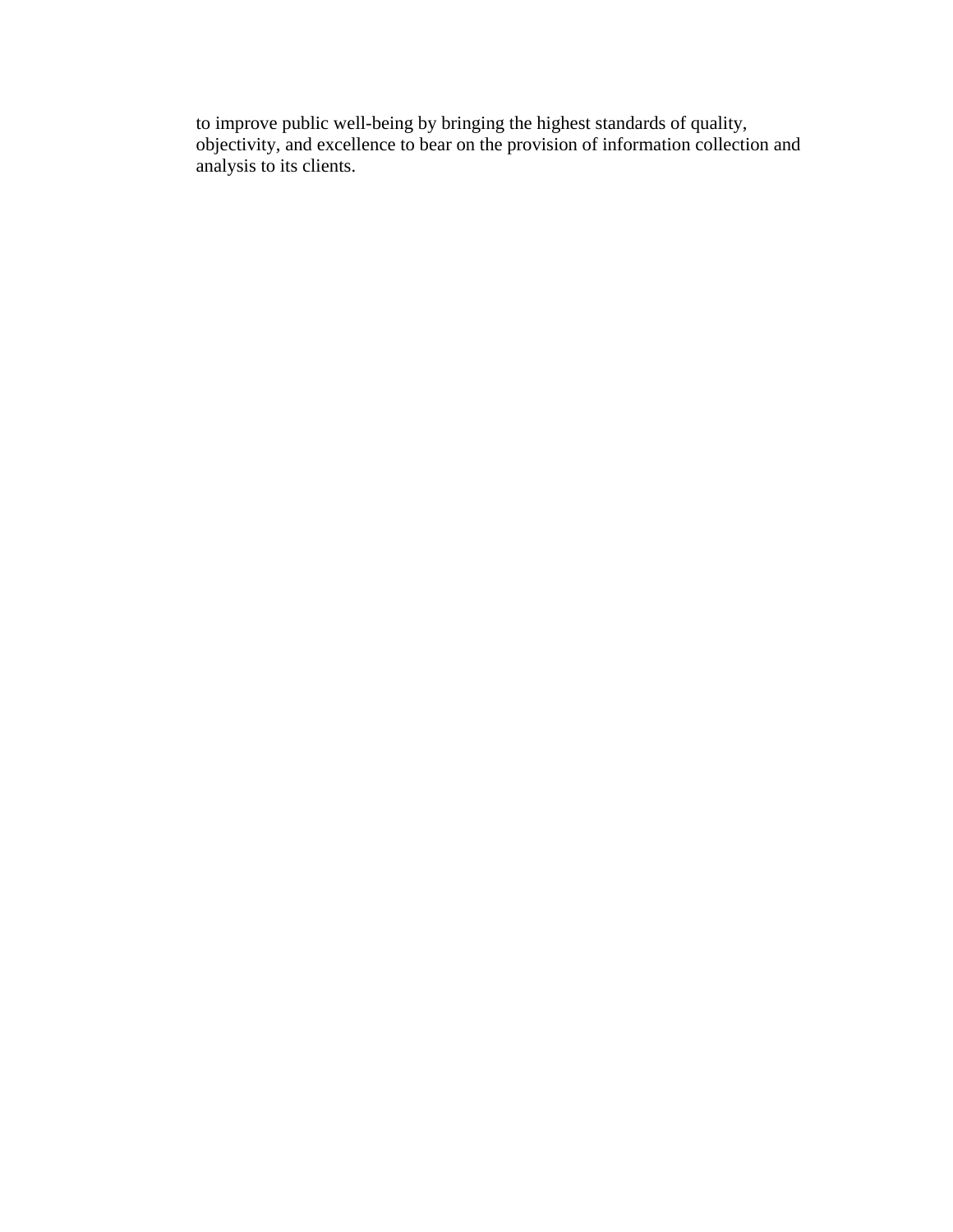to improve public well-being by bringing the highest standards of quality, objectivity, and excellence to bear on the provision of information collection and analysis to its clients.